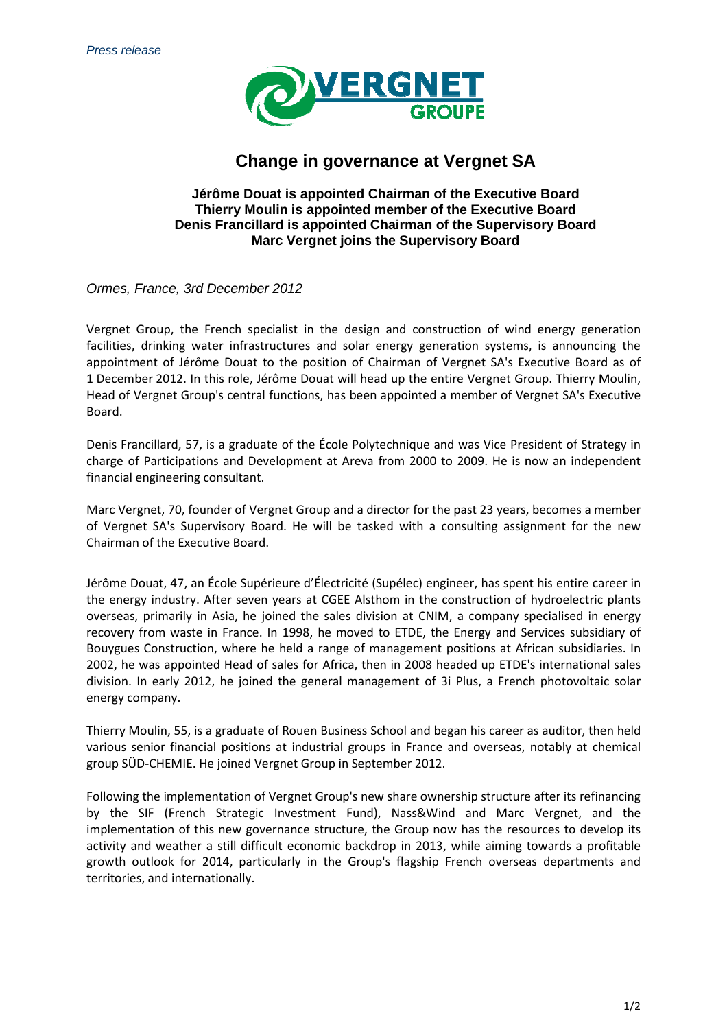*Press release*

# Change in governance at Vergnet SA

**Jérôme Douat is appointed Chairman of the Executive Board**
**Thierry Moulin is appointed member of the Executive Board**
**Denis Francillard is appointed Chairman of the Supervisory Board**
**Marc Vergnet joins the Supervisory Board**

*Ormes, France, 3rd December 2012*

Vergnet Group, the French specialist in the design and construction of wind energy generation facilities, drinking water infrastructures and solar energy generation systems, is announcing the appointment of Jérôme Douat to the position of Chairman of Vergnet SA's Executive Board as of 1 December 2012. In this role, Jérôme Douat will head up the entire Vergnet Group. Thierry Moulin, Head of Vergnet Group's central functions, has been appointed a member of Vergnet SA's Executive Board.

Denis Francillard, 57, is a graduate of the École Polytechnique and was Vice President of Strategy in charge of Participations and Development at Areva from 2000 to 2009. He is now an independent financial engineering consultant.

Marc Vergnet, 70, founder of Vergnet Group and a director for the past 23 years, becomes a member of Vergnet SA's Supervisory Board. He will be tasked with a consulting assignment for the new Chairman of the Executive Board.

Jérôme Douat, 47, an École Supérieure d'Électricité (Supélec) engineer, has spent his entire career in the energy industry. After seven years at CGEE Alsthom in the construction of hydroelectric plants overseas, primarily in Asia, he joined the sales division at CNIM, a company specialised in energy recovery from waste in France. In 1998, he moved to ETDE, the Energy and Services subsidiary of Bouygues Construction, where he held a range of management positions at African subsidiaries. In 2002, he was appointed Head of sales for Africa, then in 2008 headed up ETDE's international sales division. In early 2012, he joined the general management of 3i Plus, a French photovoltaic solar energy company.

Thierry Moulin, 55, is a graduate of Rouen Business School and began his career as auditor, then held various senior financial positions at industrial groups in France and overseas, notably at chemical group SÜD-CHEMIE. He joined Vergnet Group in September 2012.

Following the implementation of Vergnet Group's new share ownership structure after its refinancing by the SIF (French Strategic Investment Fund), Nass&Wind and Marc Vergnet, and the implementation of this new governance structure, the Group now has the resources to develop its activity and weather a still difficult economic backdrop in 2013, while aiming towards a profitable growth outlook for 2014, particularly in the Group's flagship French overseas departments and territories, and internationally.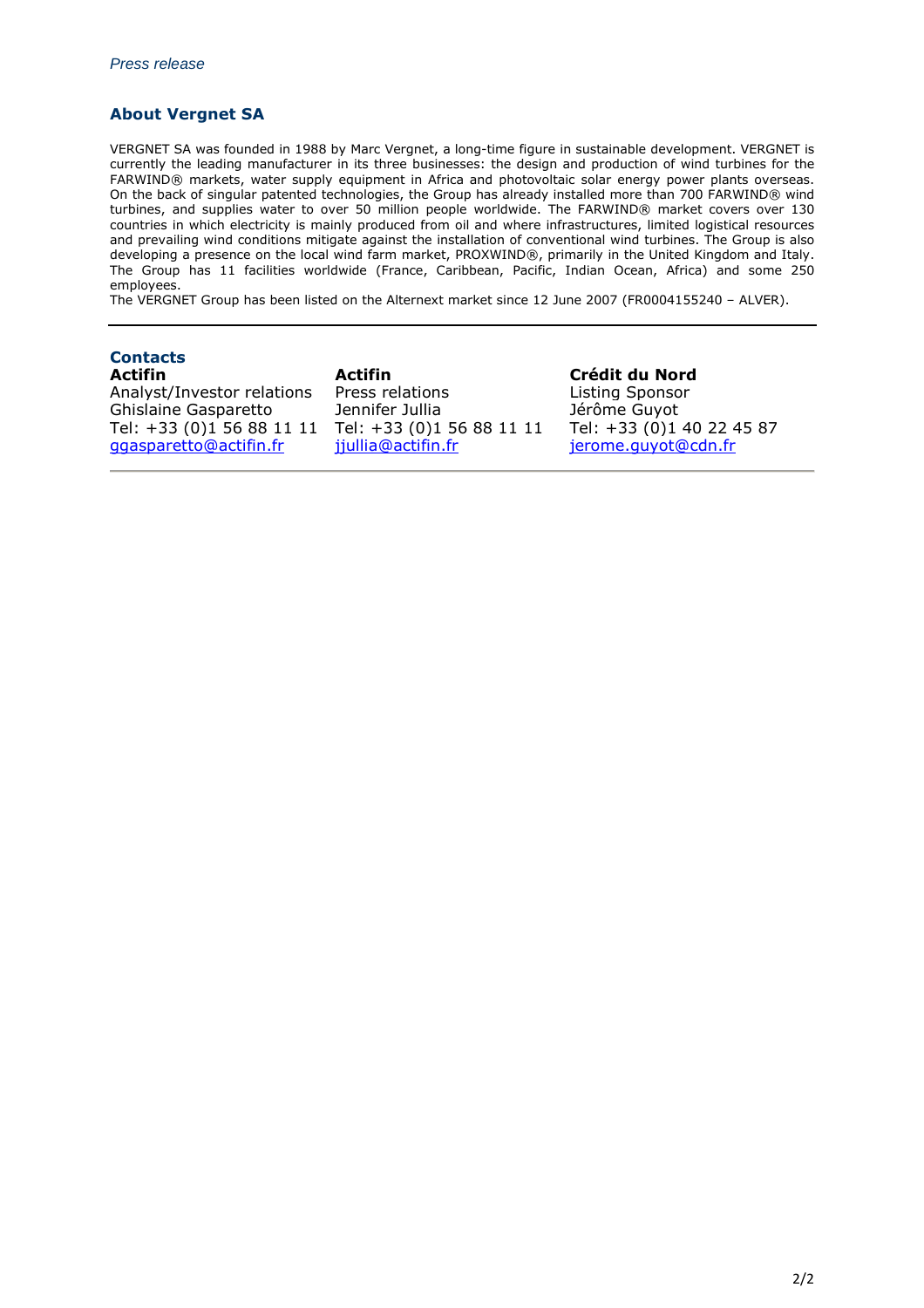*Press release*

## About Vergnet SA

VERGNET SA was founded in 1988 by Marc Vergnet, a long-time figure in sustainable development. VERGNET is currently the leading manufacturer in its three businesses: the design and production of wind turbines for the FARWIND® markets, water supply equipment in Africa and photovoltaic solar energy power plants overseas. On the back of singular patented technologies, the Group has already installed more than 700 FARWIND® wind turbines, and supplies water to over 50 million people worldwide. The FARWIND® market covers over 130 countries in which electricity is mainly produced from oil and where infrastructures, limited logistical resources and prevailing wind conditions mitigate against the installation of conventional wind turbines. The Group is also developing a presence on the local wind farm market, PROXWIND®, primarily in the United Kingdom and Italy. The Group has 11 facilities worldwide (France, Caribbean, Pacific, Indian Ocean, Africa) and some 250 employees.
The VERGNET Group has been listed on the Alternext market since 12 June 2007 (FR0004155240 – ALVER).

---

## Contacts

| **Actifin** | **Actifin** | **Crédit du Nord** |
|---|---|---|
| Analyst/Investor relations | Press relations | Listing Sponsor |
| Ghislaine Gasparetto | Jennifer Jullia | Jérôme Guyot |
| Tel: +33 (0)1 56 88 11 11 | Tel: +33 (0)1 56 88 11 11 | Tel: +33 (0)1 40 22 45 87 |
| ggasparetto@actifin.fr | jjullia@actifin.fr | jerome.guyot@cdn.fr |